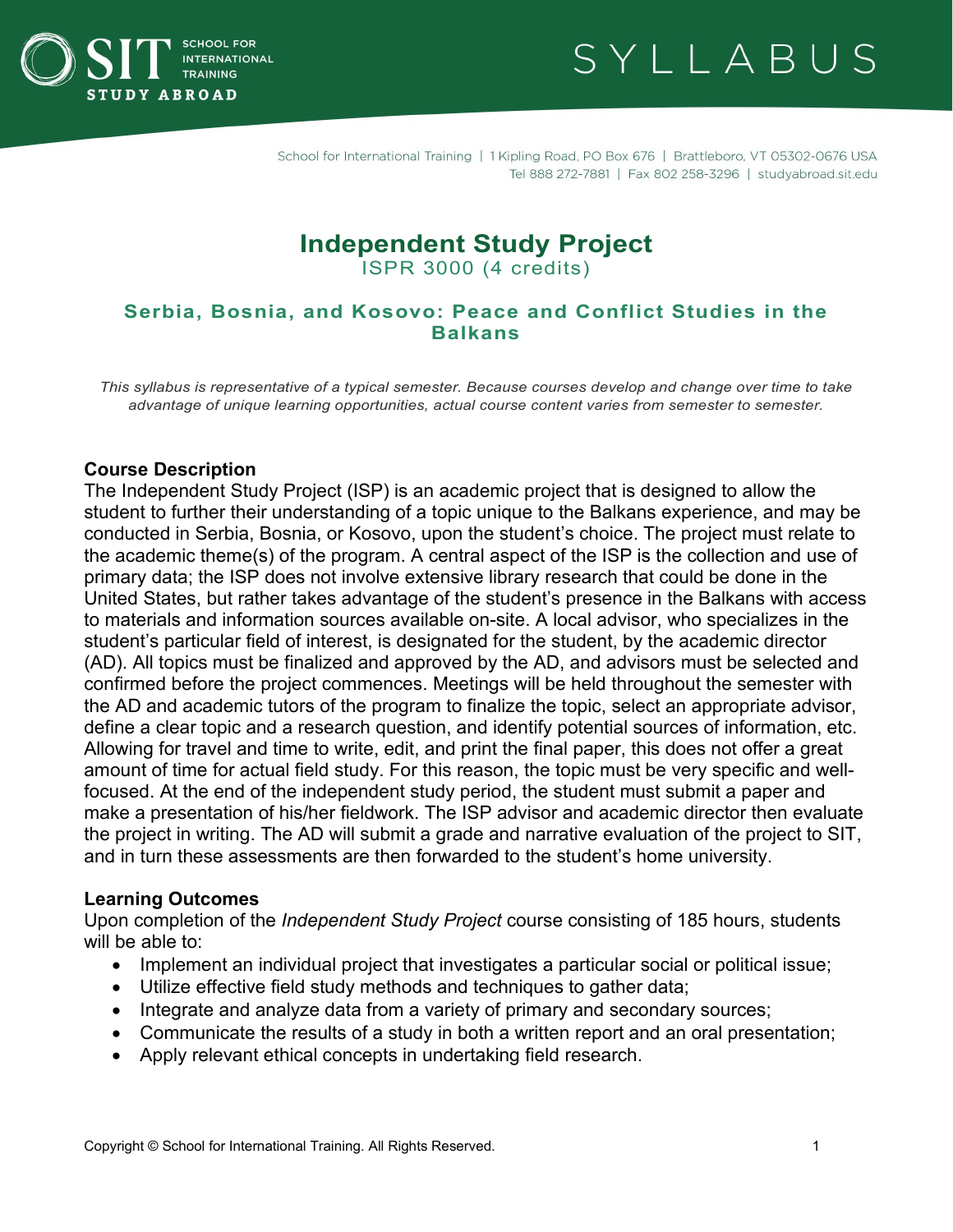SYLLABUS

School for International Training | 1 Kipling Road, PO Box 676 | Brattleboro, VT 05302-0676 USA
Tel 888 272-7881 | Fax 802 258-3296 | studyabroad.sit.edu

# Independent Study Project

ISPR 3000 (4 credits)

## Serbia, Bosnia, and Kosovo: Peace and Conflict Studies in the Balkans

*This syllabus is representative of a typical semester. Because courses develop and change over time to take advantage of unique learning opportunities, actual course content varies from semester to semester.*

### Course Description

The Independent Study Project (ISP) is an academic project that is designed to allow the student to further their understanding of a topic unique to the Balkans experience, and may be conducted in Serbia, Bosnia, or Kosovo, upon the student's choice. The project must relate to the academic theme(s) of the program. A central aspect of the ISP is the collection and use of primary data; the ISP does not involve extensive library research that could be done in the United States, but rather takes advantage of the student's presence in the Balkans with access to materials and information sources available on-site. A local advisor, who specializes in the student's particular field of interest, is designated for the student, by the academic director (AD). All topics must be finalized and approved by the AD, and advisors must be selected and confirmed before the project commences. Meetings will be held throughout the semester with the AD and academic tutors of the program to finalize the topic, select an appropriate advisor, define a clear topic and a research question, and identify potential sources of information, etc. Allowing for travel and time to write, edit, and print the final paper, this does not offer a great amount of time for actual field study. For this reason, the topic must be very specific and well-focused. At the end of the independent study period, the student must submit a paper and make a presentation of his/her fieldwork. The ISP advisor and academic director then evaluate the project in writing. The AD will submit a grade and narrative evaluation of the project to SIT, and in turn these assessments are then forwarded to the student's home university.

### Learning Outcomes

Upon completion of the *Independent Study Project* course consisting of 185 hours, students will be able to:

- Implement an individual project that investigates a particular social or political issue;
- Utilize effective field study methods and techniques to gather data;
- Integrate and analyze data from a variety of primary and secondary sources;
- Communicate the results of a study in both a written report and an oral presentation;
- Apply relevant ethical concepts in undertaking field research.

Copyright © School for International Training. All Rights Reserved.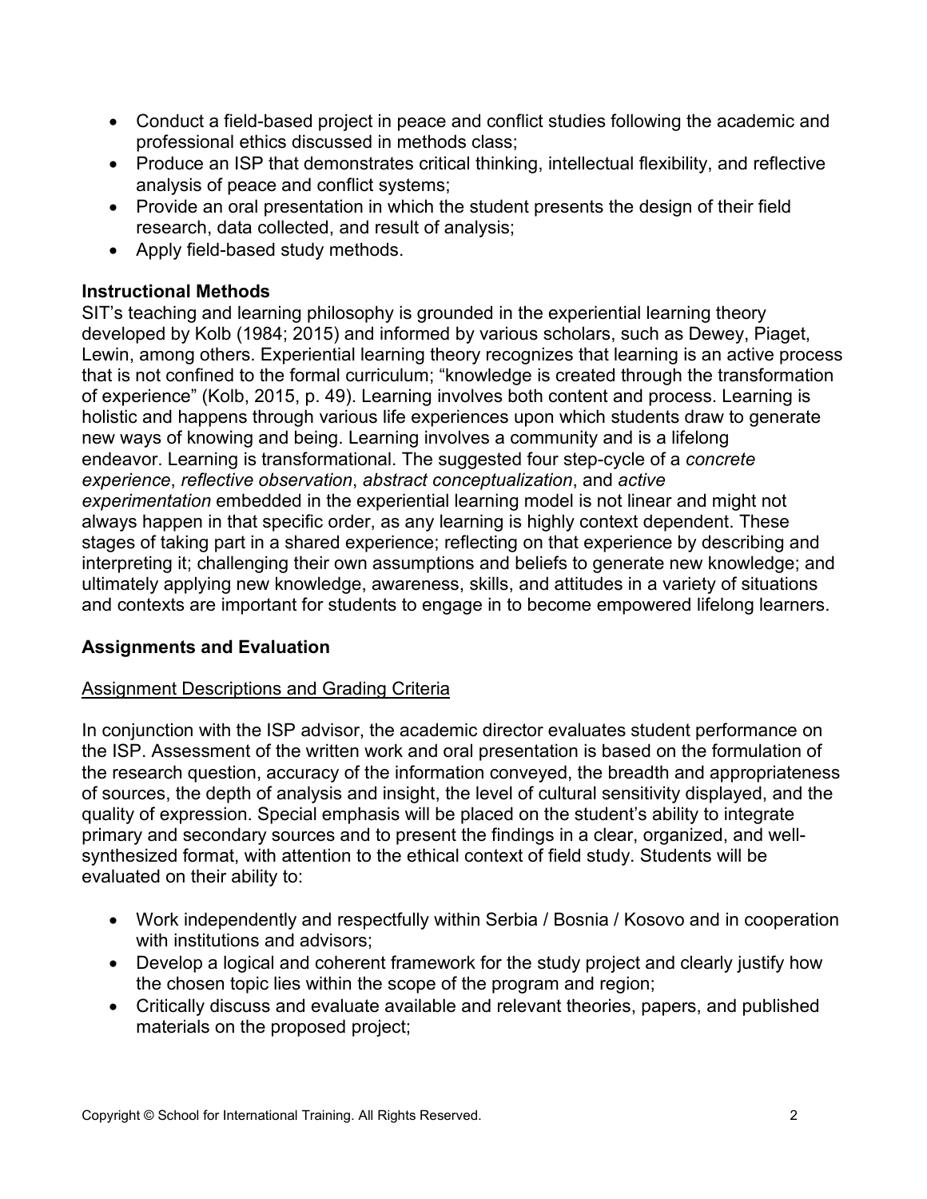- Conduct a field-based project in peace and conflict studies following the academic and professional ethics discussed in methods class;
- Produce an ISP that demonstrates critical thinking, intellectual flexibility, and reflective analysis of peace and conflict systems;
- Provide an oral presentation in which the student presents the design of their field research, data collected, and result of analysis;
- Apply field-based study methods.

### Instructional Methods

SIT's teaching and learning philosophy is grounded in the experiential learning theory developed by Kolb (1984; 2015) and informed by various scholars, such as Dewey, Piaget, Lewin, among others. Experiential learning theory recognizes that learning is an active process that is not confined to the formal curriculum; "knowledge is created through the transformation of experience" (Kolb, 2015, p. 49). Learning involves both content and process. Learning is holistic and happens through various life experiences upon which students draw to generate new ways of knowing and being. Learning involves a community and is a lifelong endeavor. Learning is transformational. The suggested four step-cycle of a *concrete experience*, *reflective observation*, *abstract conceptualization*, and *active experimentation* embedded in the experiential learning model is not linear and might not always happen in that specific order, as any learning is highly context dependent. These stages of taking part in a shared experience; reflecting on that experience by describing and interpreting it; challenging their own assumptions and beliefs to generate new knowledge; and ultimately applying new knowledge, awareness, skills, and attitudes in a variety of situations and contexts are important for students to engage in to become empowered lifelong learners.

### Assignments and Evaluation

<u>Assignment Descriptions and Grading Criteria</u>

In conjunction with the ISP advisor, the academic director evaluates student performance on the ISP. Assessment of the written work and oral presentation is based on the formulation of the research question, accuracy of the information conveyed, the breadth and appropriateness of sources, the depth of analysis and insight, the level of cultural sensitivity displayed, and the quality of expression. Special emphasis will be placed on the student's ability to integrate primary and secondary sources and to present the findings in a clear, organized, and well-synthesized format, with attention to the ethical context of field study. Students will be evaluated on their ability to:

- Work independently and respectfully within Serbia / Bosnia / Kosovo and in cooperation with institutions and advisors;
- Develop a logical and coherent framework for the study project and clearly justify how the chosen topic lies within the scope of the program and region;
- Critically discuss and evaluate available and relevant theories, papers, and published materials on the proposed project;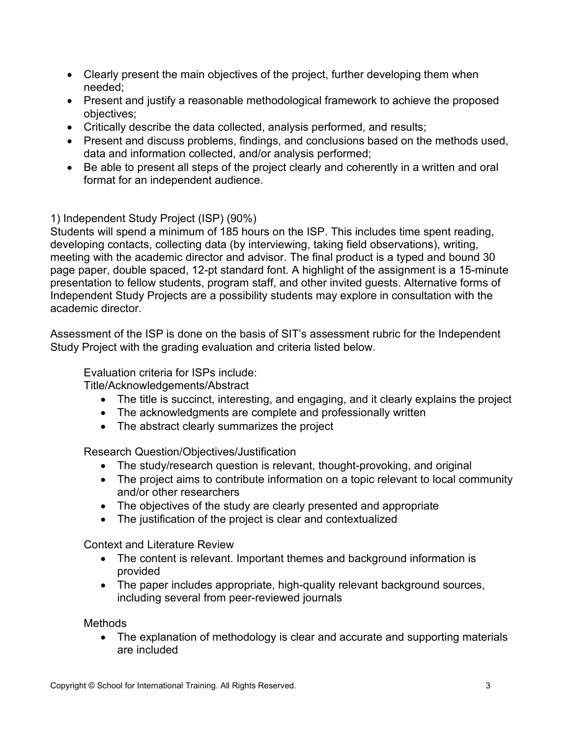- Clearly present the main objectives of the project, further developing them when needed;
- Present and justify a reasonable methodological framework to achieve the proposed objectives;
- Critically describe the data collected, analysis performed, and results;
- Present and discuss problems, findings, and conclusions based on the methods used, data and information collected, and/or analysis performed;
- Be able to present all steps of the project clearly and coherently in a written and oral format for an independent audience.

1) Independent Study Project (ISP) (90%)

Students will spend a minimum of 185 hours on the ISP. This includes time spent reading, developing contacts, collecting data (by interviewing, taking field observations), writing, meeting with the academic director and advisor. The final product is a typed and bound 30 page paper, double spaced, 12-pt standard font. A highlight of the assignment is a 15-minute presentation to fellow students, program staff, and other invited guests. Alternative forms of Independent Study Projects are a possibility students may explore in consultation with the academic director.

Assessment of the ISP is done on the basis of SIT's assessment rubric for the Independent Study Project with the grading evaluation and criteria listed below.

Evaluation criteria for ISPs include:

Title/Acknowledgements/Abstract

- The title is succinct, interesting, and engaging, and it clearly explains the project
- The acknowledgments are complete and professionally written
- The abstract clearly summarizes the project

Research Question/Objectives/Justification

- The study/research question is relevant, thought-provoking, and original
- The project aims to contribute information on a topic relevant to local community and/or other researchers
- The objectives of the study are clearly presented and appropriate
- The justification of the project is clear and contextualized

Context and Literature Review

- The content is relevant. Important themes and background information is provided
- The paper includes appropriate, high-quality relevant background sources, including several from peer-reviewed journals

Methods

- The explanation of methodology is clear and accurate and supporting materials are included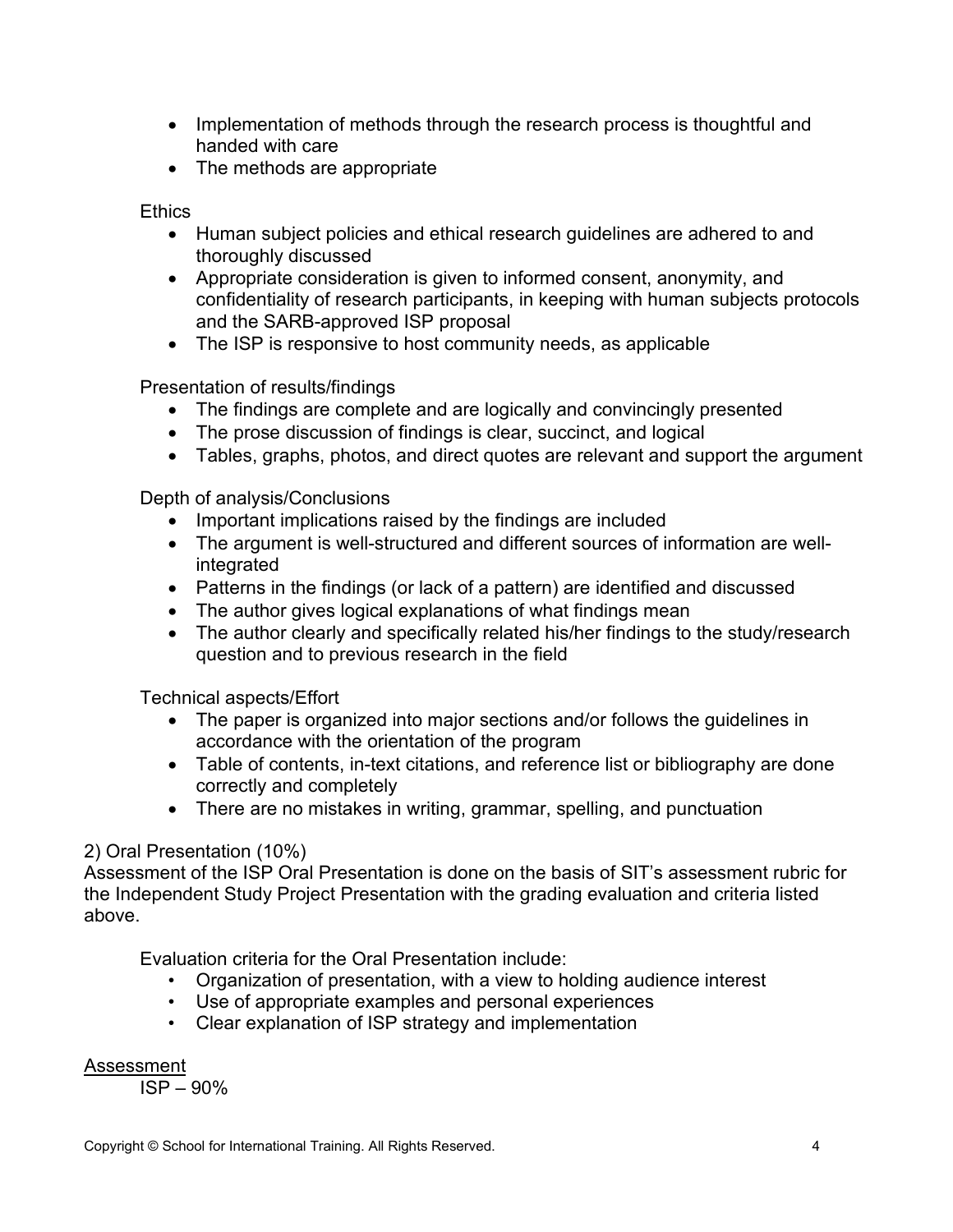- Implementation of methods through the research process is thoughtful and handed with care
- The methods are appropriate

Ethics

- Human subject policies and ethical research guidelines are adhered to and thoroughly discussed
- Appropriate consideration is given to informed consent, anonymity, and confidentiality of research participants, in keeping with human subjects protocols and the SARB-approved ISP proposal
- The ISP is responsive to host community needs, as applicable

Presentation of results/findings

- The findings are complete and are logically and convincingly presented
- The prose discussion of findings is clear, succinct, and logical
- Tables, graphs, photos, and direct quotes are relevant and support the argument

Depth of analysis/Conclusions

- Important implications raised by the findings are included
- The argument is well-structured and different sources of information are well-integrated
- Patterns in the findings (or lack of a pattern) are identified and discussed
- The author gives logical explanations of what findings mean
- The author clearly and specifically related his/her findings to the study/research question and to previous research in the field

Technical aspects/Effort

- The paper is organized into major sections and/or follows the guidelines in accordance with the orientation of the program
- Table of contents, in-text citations, and reference list or bibliography are done correctly and completely
- There are no mistakes in writing, grammar, spelling, and punctuation

2) Oral Presentation (10%)
Assessment of the ISP Oral Presentation is done on the basis of SIT's assessment rubric for the Independent Study Project Presentation with the grading evaluation and criteria listed above.

Evaluation criteria for the Oral Presentation include:

- Organization of presentation, with a view to holding audience interest
- Use of appropriate examples and personal experiences
- Clear explanation of ISP strategy and implementation

<u>Assessment</u>

ISP – 90%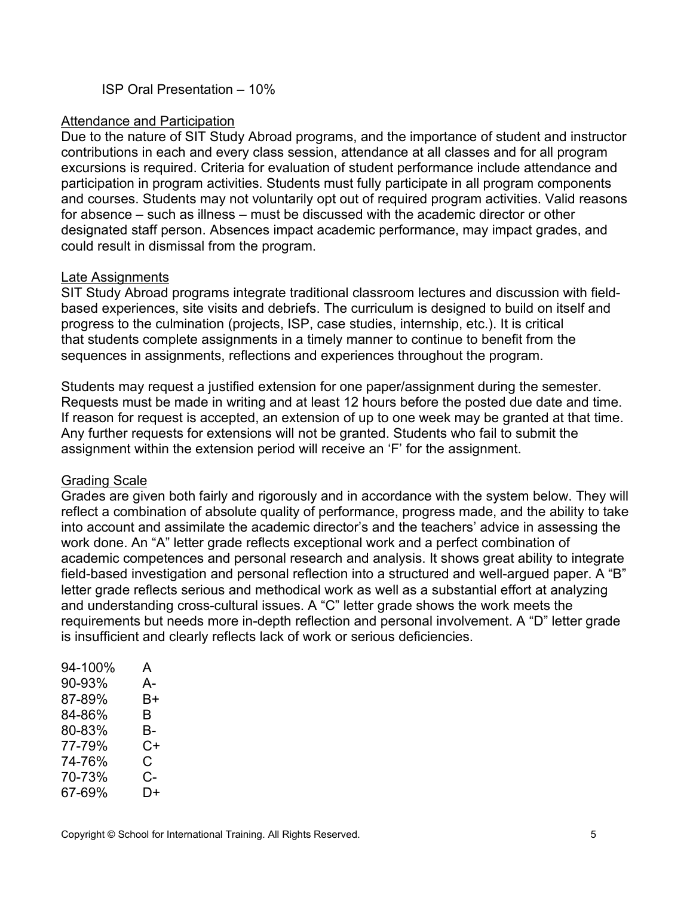ISP Oral Presentation – 10%

## Attendance and Participation

Due to the nature of SIT Study Abroad programs, and the importance of student and instructor contributions in each and every class session, attendance at all classes and for all program excursions is required. Criteria for evaluation of student performance include attendance and participation in program activities. Students must fully participate in all program components and courses. Students may not voluntarily opt out of required program activities. Valid reasons for absence – such as illness – must be discussed with the academic director or other designated staff person. Absences impact academic performance, may impact grades, and could result in dismissal from the program.

## Late Assignments

SIT Study Abroad programs integrate traditional classroom lectures and discussion with field-based experiences, site visits and debriefs. The curriculum is designed to build on itself and progress to the culmination (projects, ISP, case studies, internship, etc.). It is critical that students complete assignments in a timely manner to continue to benefit from the sequences in assignments, reflections and experiences throughout the program.

Students may request a justified extension for one paper/assignment during the semester. Requests must be made in writing and at least 12 hours before the posted due date and time. If reason for request is accepted, an extension of up to one week may be granted at that time. Any further requests for extensions will not be granted. Students who fail to submit the assignment within the extension period will receive an 'F' for the assignment.

## Grading Scale

Grades are given both fairly and rigorously and in accordance with the system below. They will reflect a combination of absolute quality of performance, progress made, and the ability to take into account and assimilate the academic director's and the teachers' advice in assessing the work done. An "A" letter grade reflects exceptional work and a perfect combination of academic competences and personal research and analysis. It shows great ability to integrate field-based investigation and personal reflection into a structured and well-argued paper. A "B" letter grade reflects serious and methodical work as well as a substantial effort at analyzing and understanding cross-cultural issues. A "C" letter grade shows the work meets the requirements but needs more in-depth reflection and personal involvement. A "D" letter grade is insufficient and clearly reflects lack of work or serious deficiencies.

| | |
|---|---|
| 94-100% | A |
| 90-93% | A- |
| 87-89% | B+ |
| 84-86% | B |
| 80-83% | B- |
| 77-79% | C+ |
| 74-76% | C |
| 70-73% | C- |
| 67-69% | D+ |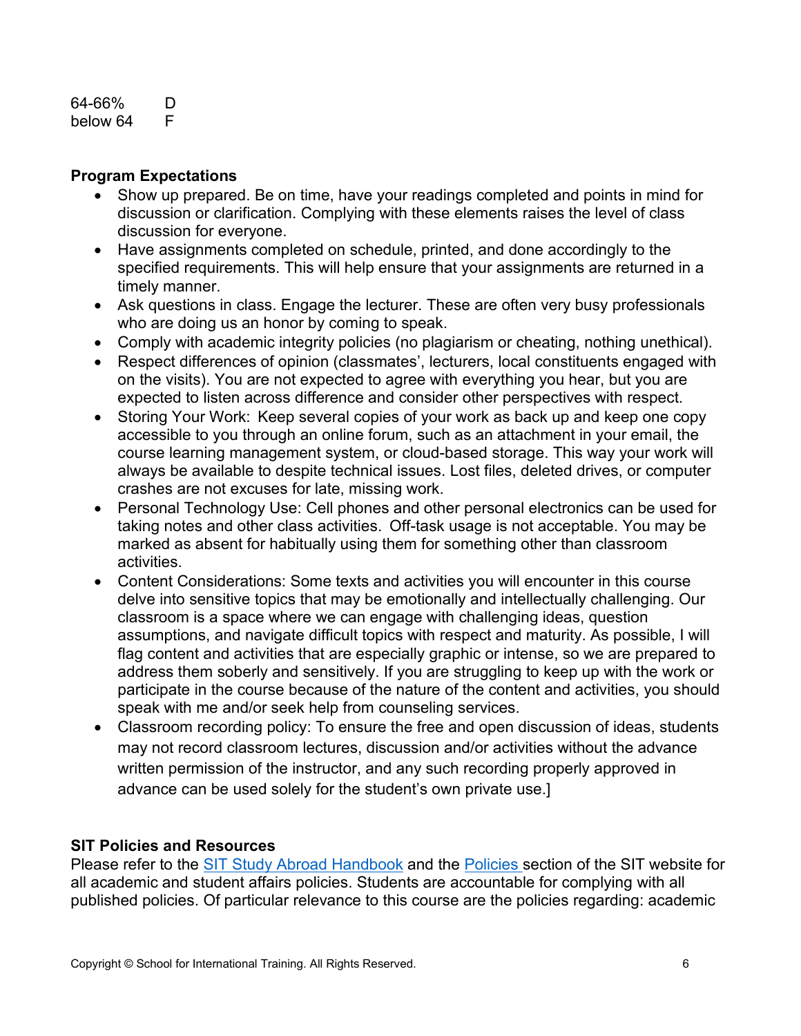| | |
|---|---|
| 64-66% | D |
| below 64 | F |

**Program Expectations**

- Show up prepared. Be on time, have your readings completed and points in mind for discussion or clarification. Complying with these elements raises the level of class discussion for everyone.
- Have assignments completed on schedule, printed, and done accordingly to the specified requirements. This will help ensure that your assignments are returned in a timely manner.
- Ask questions in class. Engage the lecturer. These are often very busy professionals who are doing us an honor by coming to speak.
- Comply with academic integrity policies (no plagiarism or cheating, nothing unethical).
- Respect differences of opinion (classmates', lecturers, local constituents engaged with on the visits). You are not expected to agree with everything you hear, but you are expected to listen across difference and consider other perspectives with respect.
- Storing Your Work: Keep several copies of your work as back up and keep one copy accessible to you through an online forum, such as an attachment in your email, the course learning management system, or cloud-based storage. This way your work will always be available to despite technical issues. Lost files, deleted drives, or computer crashes are not excuses for late, missing work.
- Personal Technology Use: Cell phones and other personal electronics can be used for taking notes and other class activities. Off-task usage is not acceptable. You may be marked as absent for habitually using them for something other than classroom activities.
- Content Considerations: Some texts and activities you will encounter in this course delve into sensitive topics that may be emotionally and intellectually challenging. Our classroom is a space where we can engage with challenging ideas, question assumptions, and navigate difficult topics with respect and maturity. As possible, I will flag content and activities that are especially graphic or intense, so we are prepared to address them soberly and sensitively. If you are struggling to keep up with the work or participate in the course because of the nature of the content and activities, you should speak with me and/or seek help from counseling services.
- Classroom recording policy: To ensure the free and open discussion of ideas, students may not record classroom lectures, discussion and/or activities without the advance written permission of the instructor, and any such recording properly approved in advance can be used solely for the student's own private use.]

**SIT Policies and Resources**

Please refer to the SIT Study Abroad Handbook and the Policies section of the SIT website for all academic and student affairs policies. Students are accountable for complying with all published policies. Of particular relevance to this course are the policies regarding: academic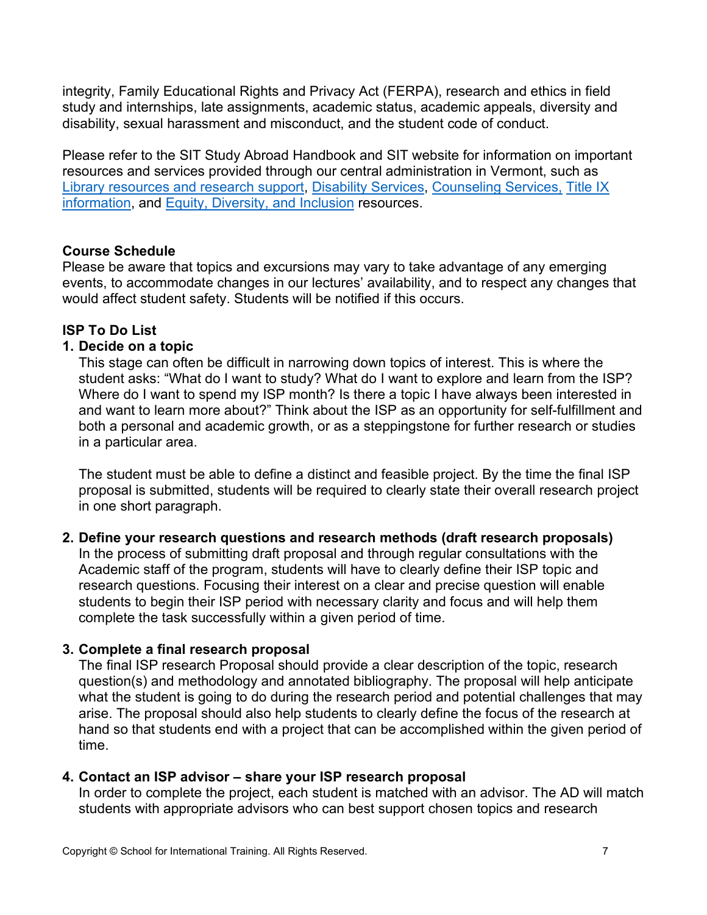integrity, Family Educational Rights and Privacy Act (FERPA), research and ethics in field study and internships, late assignments, academic status, academic appeals, diversity and disability, sexual harassment and misconduct, and the student code of conduct.

Please refer to the SIT Study Abroad Handbook and SIT website for information on important resources and services provided through our central administration in Vermont, such as Library resources and research support, Disability Services, Counseling Services, Title IX information, and Equity, Diversity, and Inclusion resources.

**Course Schedule**

Please be aware that topics and excursions may vary to take advantage of any emerging events, to accommodate changes in our lectures' availability, and to respect any changes that would affect student safety. Students will be notified if this occurs.

**ISP To Do List**

1. **Decide on a topic**

   This stage can often be difficult in narrowing down topics of interest. This is where the student asks: "What do I want to study? What do I want to explore and learn from the ISP? Where do I want to spend my ISP month? Is there a topic I have always been interested in and want to learn more about?" Think about the ISP as an opportunity for self-fulfillment and both a personal and academic growth, or as a steppingstone for further research or studies in a particular area.

   The student must be able to define a distinct and feasible project. By the time the final ISP proposal is submitted, students will be required to clearly state their overall research project in one short paragraph.

2. **Define your research questions and research methods (draft research proposals)**

   In the process of submitting draft proposal and through regular consultations with the Academic staff of the program, students will have to clearly define their ISP topic and research questions. Focusing their interest on a clear and precise question will enable students to begin their ISP period with necessary clarity and focus and will help them complete the task successfully within a given period of time.

3. **Complete a final research proposal**

   The final ISP research Proposal should provide a clear description of the topic, research question(s) and methodology and annotated bibliography. The proposal will help anticipate what the student is going to do during the research period and potential challenges that may arise. The proposal should also help students to clearly define the focus of the research at hand so that students end with a project that can be accomplished within the given period of time.

4. **Contact an ISP advisor – share your ISP research proposal**

   In order to complete the project, each student is matched with an advisor. The AD will match students with appropriate advisors who can best support chosen topics and research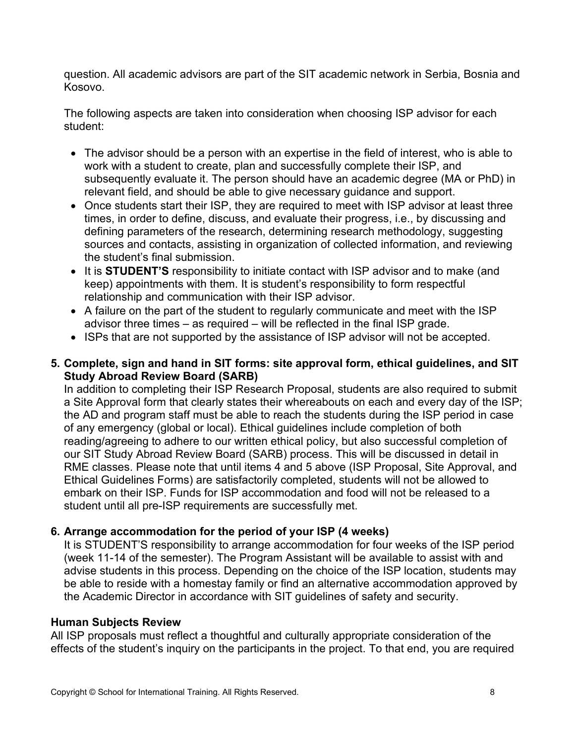question. All academic advisors are part of the SIT academic network in Serbia, Bosnia and Kosovo.

The following aspects are taken into consideration when choosing ISP advisor for each student:

- The advisor should be a person with an expertise in the field of interest, who is able to work with a student to create, plan and successfully complete their ISP, and subsequently evaluate it. The person should have an academic degree (MA or PhD) in relevant field, and should be able to give necessary guidance and support.
- Once students start their ISP, they are required to meet with ISP advisor at least three times, in order to define, discuss, and evaluate their progress, i.e., by discussing and defining parameters of the research, determining research methodology, suggesting sources and contacts, assisting in organization of collected information, and reviewing the student's final submission.
- It is **STUDENT'S** responsibility to initiate contact with ISP advisor and to make (and keep) appointments with them. It is student's responsibility to form respectful relationship and communication with their ISP advisor.
- A failure on the part of the student to regularly communicate and meet with the ISP advisor three times – as required – will be reflected in the final ISP grade.
- ISPs that are not supported by the assistance of ISP advisor will not be accepted.

**5. Complete, sign and hand in SIT forms: site approval form, ethical guidelines, and SIT Study Abroad Review Board (SARB)**

In addition to completing their ISP Research Proposal, students are also required to submit a Site Approval form that clearly states their whereabouts on each and every day of the ISP; the AD and program staff must be able to reach the students during the ISP period in case of any emergency (global or local). Ethical guidelines include completion of both reading/agreeing to adhere to our written ethical policy, but also successful completion of our SIT Study Abroad Review Board (SARB) process. This will be discussed in detail in RME classes. Please note that until items 4 and 5 above (ISP Proposal, Site Approval, and Ethical Guidelines Forms) are satisfactorily completed, students will not be allowed to embark on their ISP. Funds for ISP accommodation and food will not be released to a student until all pre-ISP requirements are successfully met.

**6. Arrange accommodation for the period of your ISP (4 weeks)**

It is STUDENT'S responsibility to arrange accommodation for four weeks of the ISP period (week 11-14 of the semester). The Program Assistant will be available to assist with and advise students in this process. Depending on the choice of the ISP location, students may be able to reside with a homestay family or find an alternative accommodation approved by the Academic Director in accordance with SIT guidelines of safety and security.

**Human Subjects Review**

All ISP proposals must reflect a thoughtful and culturally appropriate consideration of the effects of the student's inquiry on the participants in the project. To that end, you are required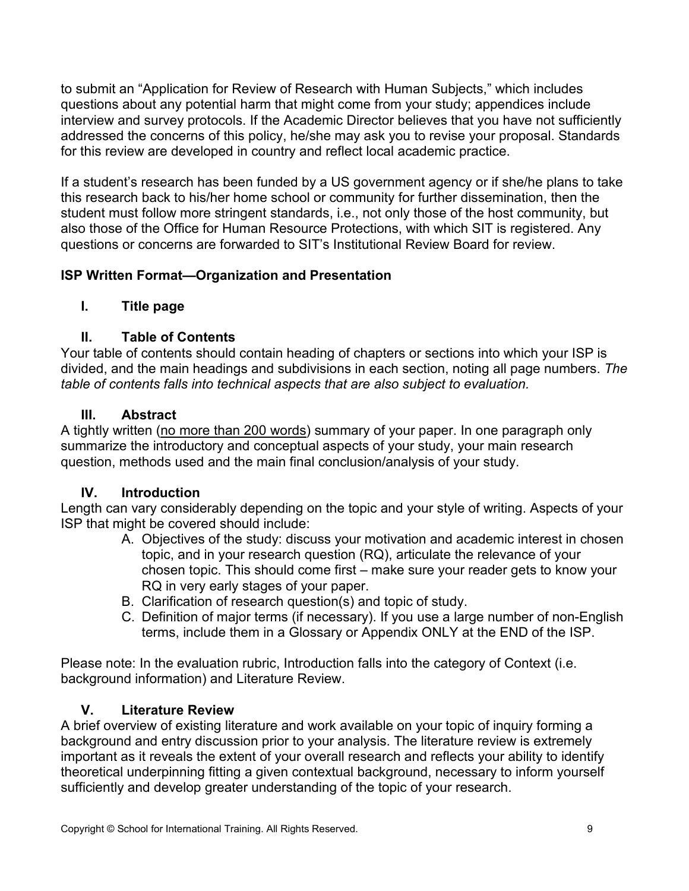to submit an "Application for Review of Research with Human Subjects," which includes questions about any potential harm that might come from your study; appendices include interview and survey protocols. If the Academic Director believes that you have not sufficiently addressed the concerns of this policy, he/she may ask you to revise your proposal. Standards for this review are developed in country and reflect local academic practice.

If a student's research has been funded by a US government agency or if she/he plans to take this research back to his/her home school or community for further dissemination, then the student must follow more stringent standards, i.e., not only those of the host community, but also those of the Office for Human Resource Protections, with which SIT is registered. Any questions or concerns are forwarded to SIT's Institutional Review Board for review.

## ISP Written Format—Organization and Presentation

### I. Title page

### II. Table of Contents

Your table of contents should contain heading of chapters or sections into which your ISP is divided, and the main headings and subdivisions in each section, noting all page numbers. *The table of contents falls into technical aspects that are also subject to evaluation.*

### III. Abstract

A tightly written (<u>no more than 200 words</u>) summary of your paper. In one paragraph only summarize the introductory and conceptual aspects of your study, your main research question, methods used and the main final conclusion/analysis of your study.

### IV. Introduction

Length can vary considerably depending on the topic and your style of writing. Aspects of your ISP that might be covered should include:

A. Objectives of the study: discuss your motivation and academic interest in chosen topic, and in your research question (RQ), articulate the relevance of your chosen topic. This should come first – make sure your reader gets to know your RQ in very early stages of your paper.
B. Clarification of research question(s) and topic of study.
C. Definition of major terms (if necessary). If you use a large number of non-English terms, include them in a Glossary or Appendix ONLY at the END of the ISP.

Please note: In the evaluation rubric, Introduction falls into the category of Context (i.e. background information) and Literature Review.

### V. Literature Review

A brief overview of existing literature and work available on your topic of inquiry forming a background and entry discussion prior to your analysis. The literature review is extremely important as it reveals the extent of your overall research and reflects your ability to identify theoretical underpinning fitting a given contextual background, necessary to inform yourself sufficiently and develop greater understanding of the topic of your research.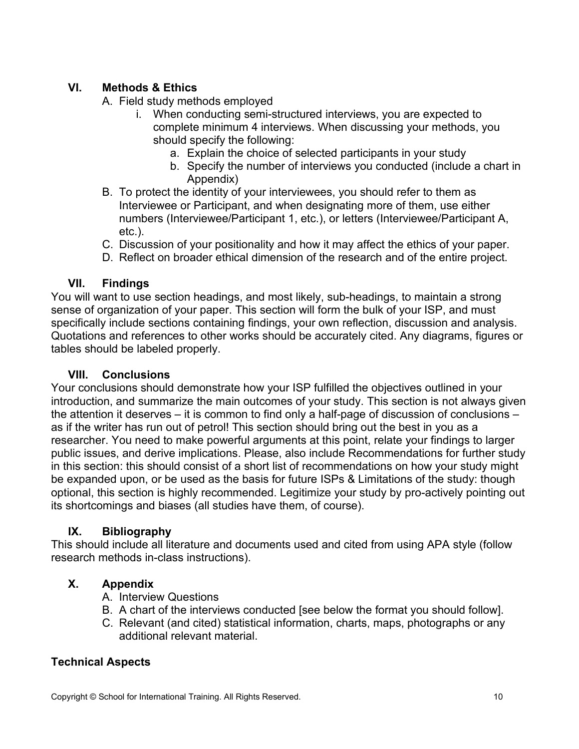## VI. Methods & Ethics

A. Field study methods employed
   i. When conducting semi-structured interviews, you are expected to complete minimum 4 interviews. When discussing your methods, you should specify the following:
      a. Explain the choice of selected participants in your study
      b. Specify the number of interviews you conducted (include a chart in Appendix)

B. To protect the identity of your interviewees, you should refer to them as Interviewee or Participant, and when designating more of them, use either numbers (Interviewee/Participant 1, etc.), or letters (Interviewee/Participant A, etc.).

C. Discussion of your positionality and how it may affect the ethics of your paper.

D. Reflect on broader ethical dimension of the research and of the entire project.

## VII. Findings

You will want to use section headings, and most likely, sub-headings, to maintain a strong sense of organization of your paper. This section will form the bulk of your ISP, and must specifically include sections containing findings, your own reflection, discussion and analysis. Quotations and references to other works should be accurately cited. Any diagrams, figures or tables should be labeled properly.

## VIII. Conclusions

Your conclusions should demonstrate how your ISP fulfilled the objectives outlined in your introduction, and summarize the main outcomes of your study. This section is not always given the attention it deserves – it is common to find only a half-page of discussion of conclusions – as if the writer has run out of petrol! This section should bring out the best in you as a researcher. You need to make powerful arguments at this point, relate your findings to larger public issues, and derive implications. Please, also include Recommendations for further study in this section: this should consist of a short list of recommendations on how your study might be expanded upon, or be used as the basis for future ISPs & Limitations of the study: though optional, this section is highly recommended. Legitimize your study by pro-actively pointing out its shortcomings and biases (all studies have them, of course).

## IX. Bibliography

This should include all literature and documents used and cited from using APA style (follow research methods in-class instructions).

## X. Appendix

A. Interview Questions

B. A chart of the interviews conducted [see below the format you should follow].

C. Relevant (and cited) statistical information, charts, maps, photographs or any additional relevant material.

## Technical Aspects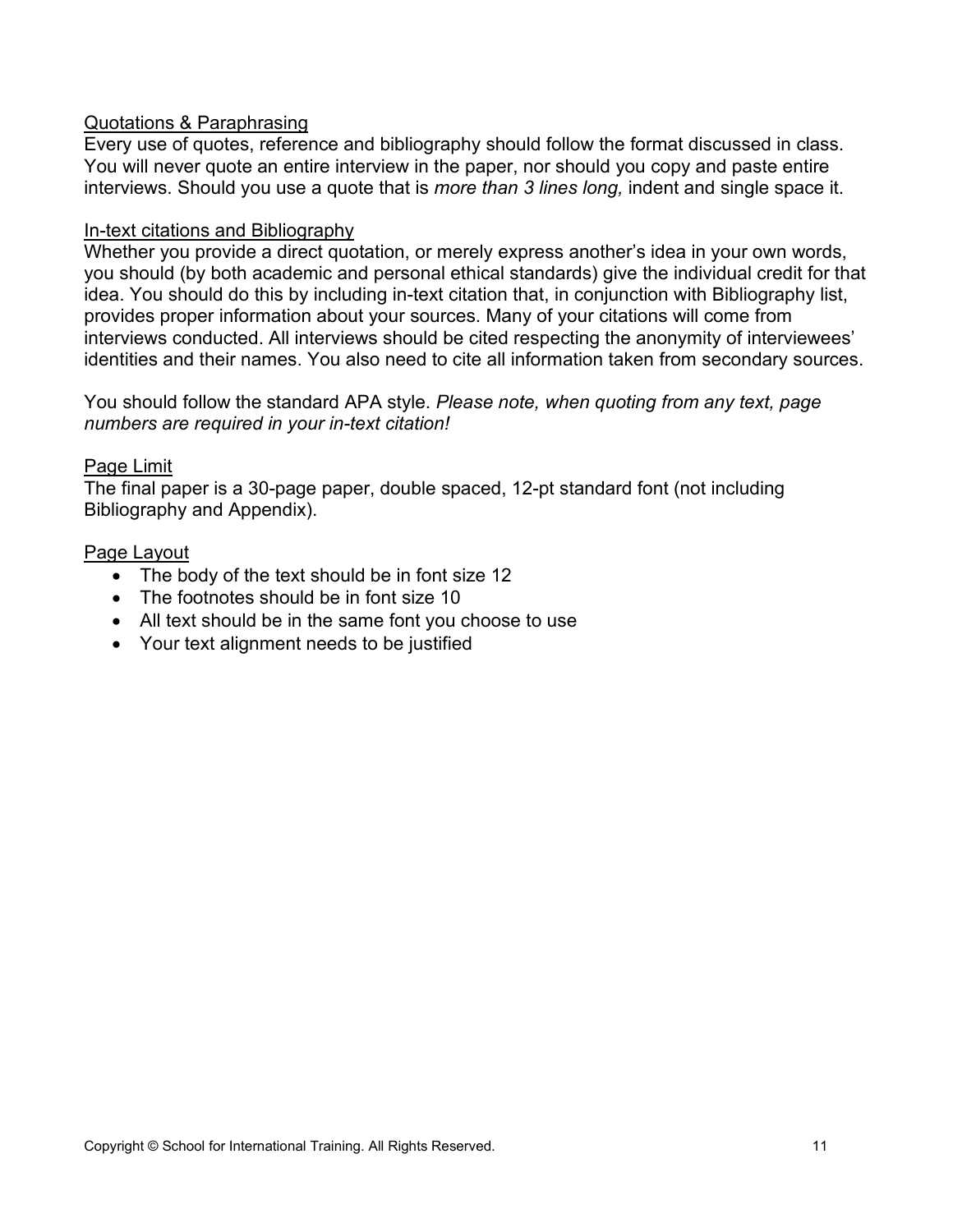## Quotations & Paraphrasing

Every use of quotes, reference and bibliography should follow the format discussed in class. You will never quote an entire interview in the paper, nor should you copy and paste entire interviews. Should you use a quote that is *more than 3 lines long,* indent and single space it.

## In-text citations and Bibliography

Whether you provide a direct quotation, or merely express another's idea in your own words, you should (by both academic and personal ethical standards) give the individual credit for that idea. You should do this by including in-text citation that, in conjunction with Bibliography list, provides proper information about your sources. Many of your citations will come from interviews conducted. All interviews should be cited respecting the anonymity of interviewees' identities and their names. You also need to cite all information taken from secondary sources.

You should follow the standard APA style. *Please note, when quoting from any text, page numbers are required in your in-text citation!*

## Page Limit

The final paper is a 30-page paper, double spaced, 12-pt standard font (not including Bibliography and Appendix).

## Page Layout

- The body of the text should be in font size 12
- The footnotes should be in font size 10
- All text should be in the same font you choose to use
- Your text alignment needs to be justified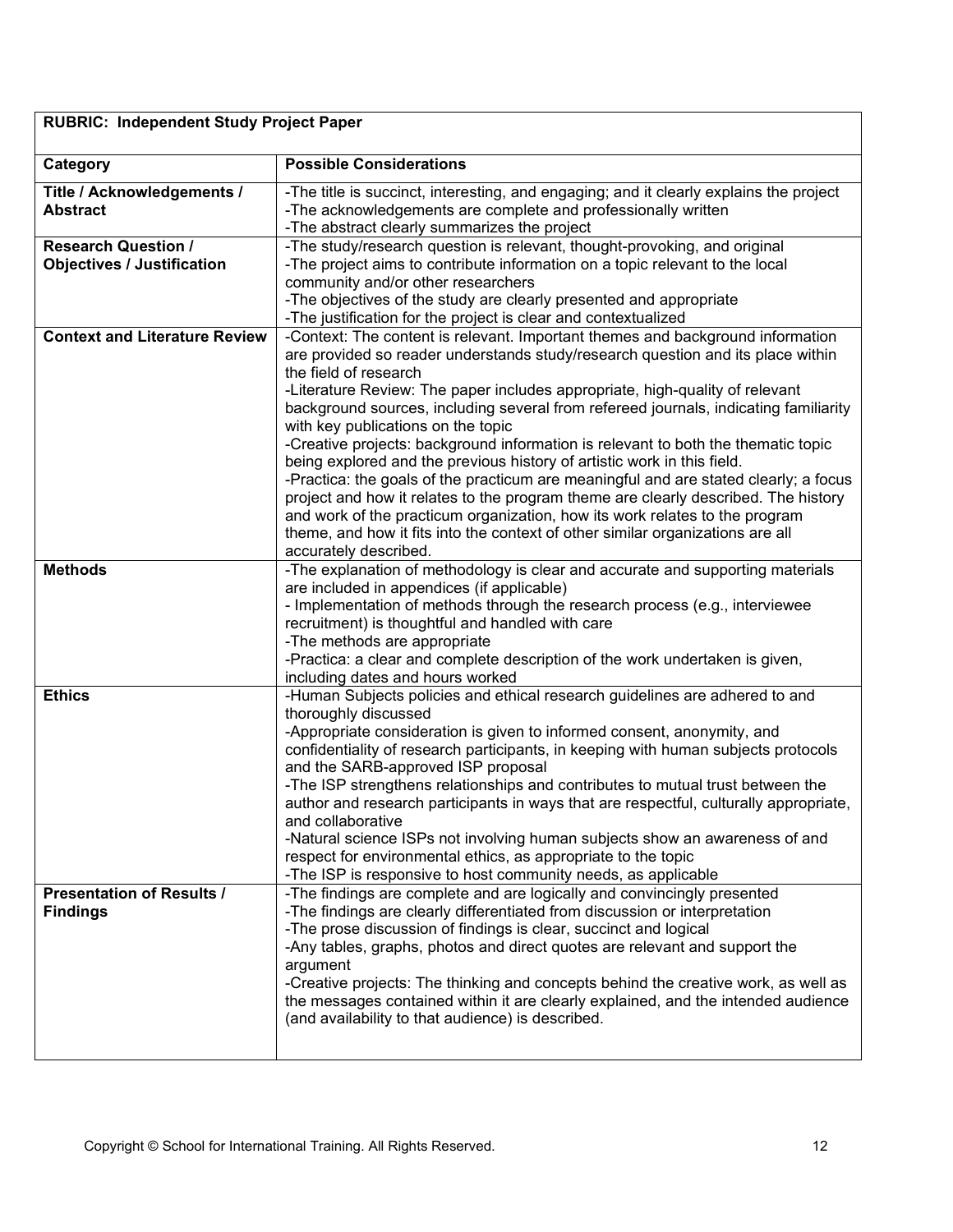| RUBRIC: Independent Study Project Paper | |
|---|---|
| **Category** | **Possible Considerations** |
| **Title / Acknowledgements / Abstract** | -The title is succinct, interesting, and engaging; and it clearly explains the project<br>-The acknowledgements are complete and professionally written<br>-The abstract clearly summarizes the project |
| **Research Question / Objectives / Justification** | -The study/research question is relevant, thought-provoking, and original<br>-The project aims to contribute information on a topic relevant to the local community and/or other researchers<br>-The objectives of the study are clearly presented and appropriate<br>-The justification for the project is clear and contextualized |
| **Context and Literature Review** | -Context: The content is relevant. Important themes and background information are provided so reader understands study/research question and its place within the field of research<br>-Literature Review: The paper includes appropriate, high-quality of relevant background sources, including several from refereed journals, indicating familiarity with key publications on the topic<br>-Creative projects: background information is relevant to both the thematic topic being explored and the previous history of artistic work in this field.<br>-Practica: the goals of the practicum are meaningful and are stated clearly; a focus project and how it relates to the program theme are clearly described. The history and work of the practicum organization, how its work relates to the program theme, and how it fits into the context of other similar organizations are all accurately described. |
| **Methods** | -The explanation of methodology is clear and accurate and supporting materials are included in appendices (if applicable)<br>- Implementation of methods through the research process (e.g., interviewee recruitment) is thoughtful and handled with care<br>-The methods are appropriate<br>-Practica: a clear and complete description of the work undertaken is given, including dates and hours worked |
| **Ethics** | -Human Subjects policies and ethical research guidelines are adhered to and thoroughly discussed<br>-Appropriate consideration is given to informed consent, anonymity, and confidentiality of research participants, in keeping with human subjects protocols and the SARB-approved ISP proposal<br>-The ISP strengthens relationships and contributes to mutual trust between the author and research participants in ways that are respectful, culturally appropriate, and collaborative<br>-Natural science ISPs not involving human subjects show an awareness of and respect for environmental ethics, as appropriate to the topic<br>-The ISP is responsive to host community needs, as applicable |
| **Presentation of Results / Findings** | -The findings are complete and are logically and convincingly presented<br>-The findings are clearly differentiated from discussion or interpretation<br>-The prose discussion of findings is clear, succinct and logical<br>-Any tables, graphs, photos and direct quotes are relevant and support the argument<br>-Creative projects: The thinking and concepts behind the creative work, as well as the messages contained within it are clearly explained, and the intended audience (and availability to that audience) is described. |

Copyright © School for International Training. All Rights Reserved.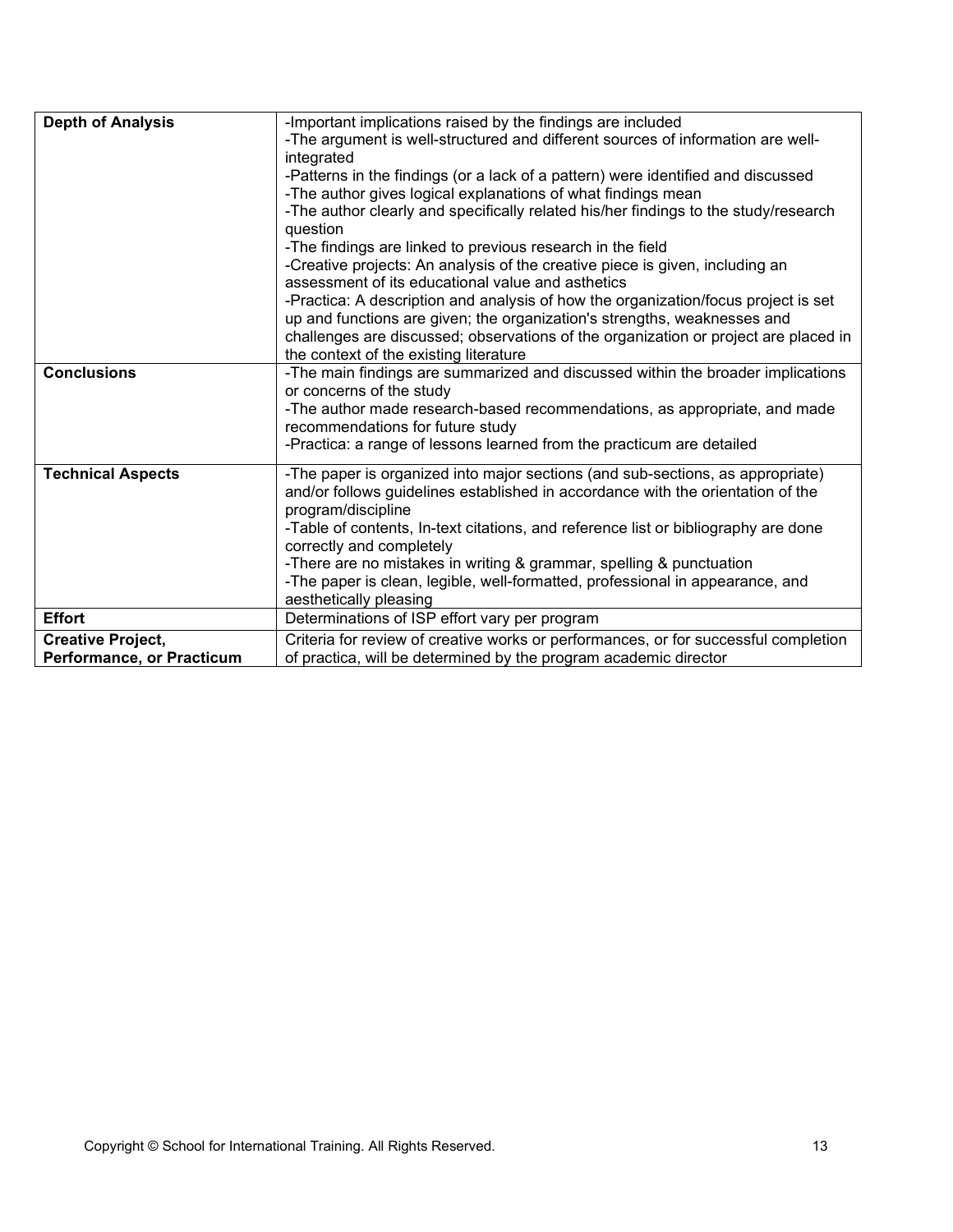| | |
|---|---|
| **Depth of Analysis** | -Important implications raised by the findings are included<br>-The argument is well-structured and different sources of information are well-integrated<br>-Patterns in the findings (or a lack of a pattern) were identified and discussed<br>-The author gives logical explanations of what findings mean<br>-The author clearly and specifically related his/her findings to the study/research question<br>-The findings are linked to previous research in the field<br>-Creative projects: An analysis of the creative piece is given, including an assessment of its educational value and asthetics<br>-Practica: A description and analysis of how the organization/focus project is set up and functions are given; the organization's strengths, weaknesses and challenges are discussed; observations of the organization or project are placed in the context of the existing literature |
| **Conclusions** | -The main findings are summarized and discussed within the broader implications or concerns of the study<br>-The author made research-based recommendations, as appropriate, and made recommendations for future study<br>-Practica: a range of lessons learned from the practicum are detailed |
| **Technical Aspects** | -The paper is organized into major sections (and sub-sections, as appropriate) and/or follows guidelines established in accordance with the orientation of the program/discipline<br>-Table of contents, In-text citations, and reference list or bibliography are done correctly and completely<br>-There are no mistakes in writing & grammar, spelling & punctuation<br>-The paper is clean, legible, well-formatted, professional in appearance, and aesthetically pleasing |
| **Effort** | Determinations of ISP effort vary per program |
| **Creative Project, Performance, or Practicum** | Criteria for review of creative works or performances, or for successful completion of practica, will be determined by the program academic director |

Copyright © School for International Training. All Rights Reserved.